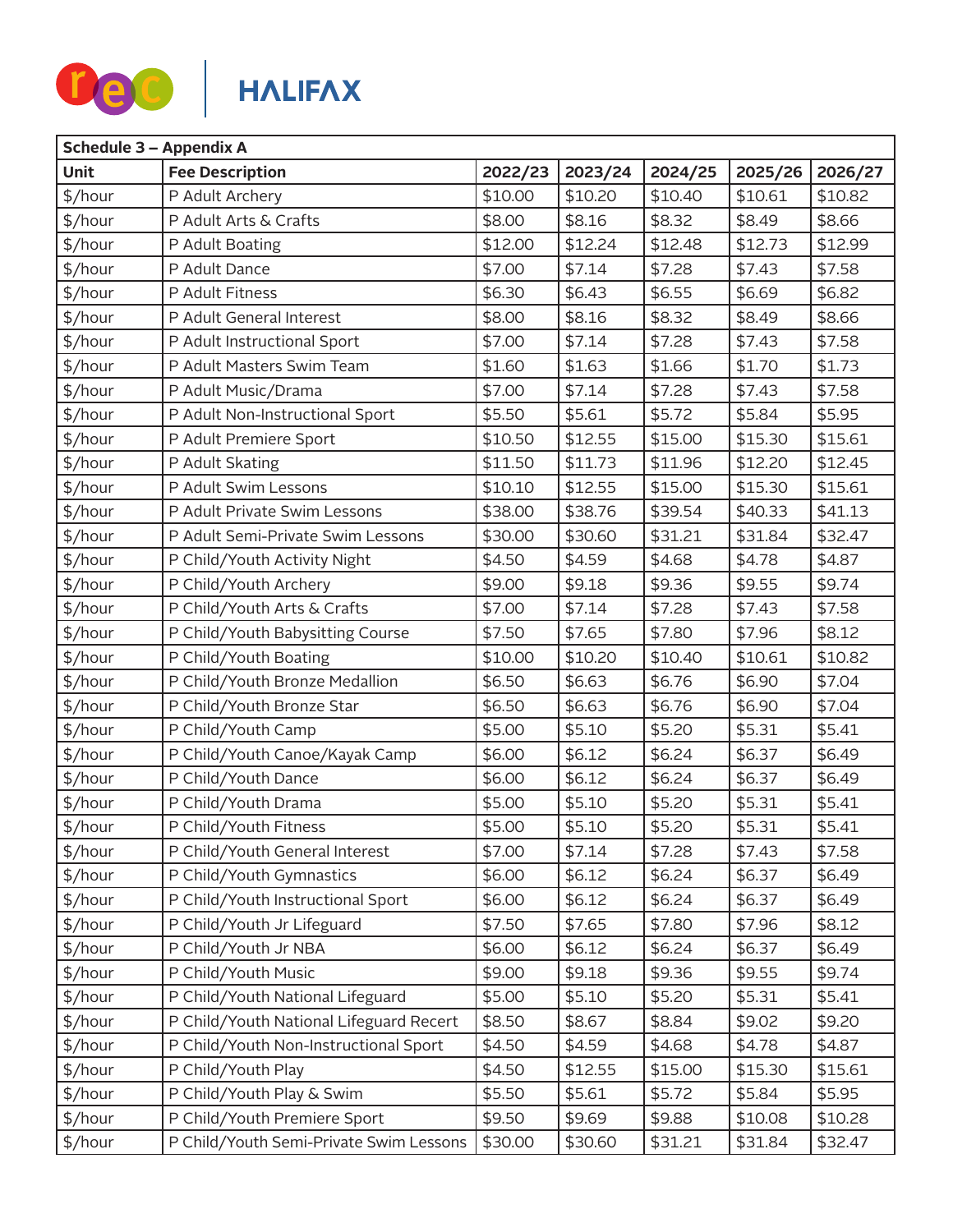| Schedule 3 – Appendix A | | | | | | |
|---|---|---|---|---|---|---|
| **Unit** | **Fee Description** | **2022/23** | **2023/24** | **2024/25** | **2025/26** | **2026/27** |
| $/hour | P Adult Archery | $10.00 | $10.20 | $10.40 | $10.61 | $10.82 |
| $/hour | P Adult Arts & Crafts | $8.00 | $8.16 | $8.32 | $8.49 | $8.66 |
| $/hour | P Adult Boating | $12.00 | $12.24 | $12.48 | $12.73 | $12.99 |
| $/hour | P Adult Dance | $7.00 | $7.14 | $7.28 | $7.43 | $7.58 |
| $/hour | P Adult Fitness | $6.30 | $6.43 | $6.55 | $6.69 | $6.82 |
| $/hour | P Adult General Interest | $8.00 | $8.16 | $8.32 | $8.49 | $8.66 |
| $/hour | P Adult Instructional Sport | $7.00 | $7.14 | $7.28 | $7.43 | $7.58 |
| $/hour | P Adult Masters Swim Team | $1.60 | $1.63 | $1.66 | $1.70 | $1.73 |
| $/hour | P Adult Music/Drama | $7.00 | $7.14 | $7.28 | $7.43 | $7.58 |
| $/hour | P Adult Non-Instructional Sport | $5.50 | $5.61 | $5.72 | $5.84 | $5.95 |
| $/hour | P Adult Premiere Sport | $10.50 | $12.55 | $15.00 | $15.30 | $15.61 |
| $/hour | P Adult Skating | $11.50 | $11.73 | $11.96 | $12.20 | $12.45 |
| $/hour | P Adult Swim Lessons | $10.10 | $12.55 | $15.00 | $15.30 | $15.61 |
| $/hour | P Adult Private Swim Lessons | $38.00 | $38.76 | $39.54 | $40.33 | $41.13 |
| $/hour | P Adult Semi-Private Swim Lessons | $30.00 | $30.60 | $31.21 | $31.84 | $32.47 |
| $/hour | P Child/Youth Activity Night | $4.50 | $4.59 | $4.68 | $4.78 | $4.87 |
| $/hour | P Child/Youth Archery | $9.00 | $9.18 | $9.36 | $9.55 | $9.74 |
| $/hour | P Child/Youth Arts & Crafts | $7.00 | $7.14 | $7.28 | $7.43 | $7.58 |
| $/hour | P Child/Youth Babysitting Course | $7.50 | $7.65 | $7.80 | $7.96 | $8.12 |
| $/hour | P Child/Youth Boating | $10.00 | $10.20 | $10.40 | $10.61 | $10.82 |
| $/hour | P Child/Youth Bronze Medallion | $6.50 | $6.63 | $6.76 | $6.90 | $7.04 |
| $/hour | P Child/Youth Bronze Star | $6.50 | $6.63 | $6.76 | $6.90 | $7.04 |
| $/hour | P Child/Youth Camp | $5.00 | $5.10 | $5.20 | $5.31 | $5.41 |
| $/hour | P Child/Youth Canoe/Kayak Camp | $6.00 | $6.12 | $6.24 | $6.37 | $6.49 |
| $/hour | P Child/Youth Dance | $6.00 | $6.12 | $6.24 | $6.37 | $6.49 |
| $/hour | P Child/Youth Drama | $5.00 | $5.10 | $5.20 | $5.31 | $5.41 |
| $/hour | P Child/Youth Fitness | $5.00 | $5.10 | $5.20 | $5.31 | $5.41 |
| $/hour | P Child/Youth General Interest | $7.00 | $7.14 | $7.28 | $7.43 | $7.58 |
| $/hour | P Child/Youth Gymnastics | $6.00 | $6.12 | $6.24 | $6.37 | $6.49 |
| $/hour | P Child/Youth Instructional Sport | $6.00 | $6.12 | $6.24 | $6.37 | $6.49 |
| $/hour | P Child/Youth Jr Lifeguard | $7.50 | $7.65 | $7.80 | $7.96 | $8.12 |
| $/hour | P Child/Youth Jr NBA | $6.00 | $6.12 | $6.24 | $6.37 | $6.49 |
| $/hour | P Child/Youth Music | $9.00 | $9.18 | $9.36 | $9.55 | $9.74 |
| $/hour | P Child/Youth National Lifeguard | $5.00 | $5.10 | $5.20 | $5.31 | $5.41 |
| $/hour | P Child/Youth National Lifeguard Recert | $8.50 | $8.67 | $8.84 | $9.02 | $9.20 |
| $/hour | P Child/Youth Non-Instructional Sport | $4.50 | $4.59 | $4.68 | $4.78 | $4.87 |
| $/hour | P Child/Youth Play | $4.50 | $12.55 | $15.00 | $15.30 | $15.61 |
| $/hour | P Child/Youth Play & Swim | $5.50 | $5.61 | $5.72 | $5.84 | $5.95 |
| $/hour | P Child/Youth Premiere Sport | $9.50 | $9.69 | $9.88 | $10.08 | $10.28 |
| $/hour | P Child/Youth Semi-Private Swim Lessons | $30.00 | $30.60 | $31.21 | $31.84 | $32.47 |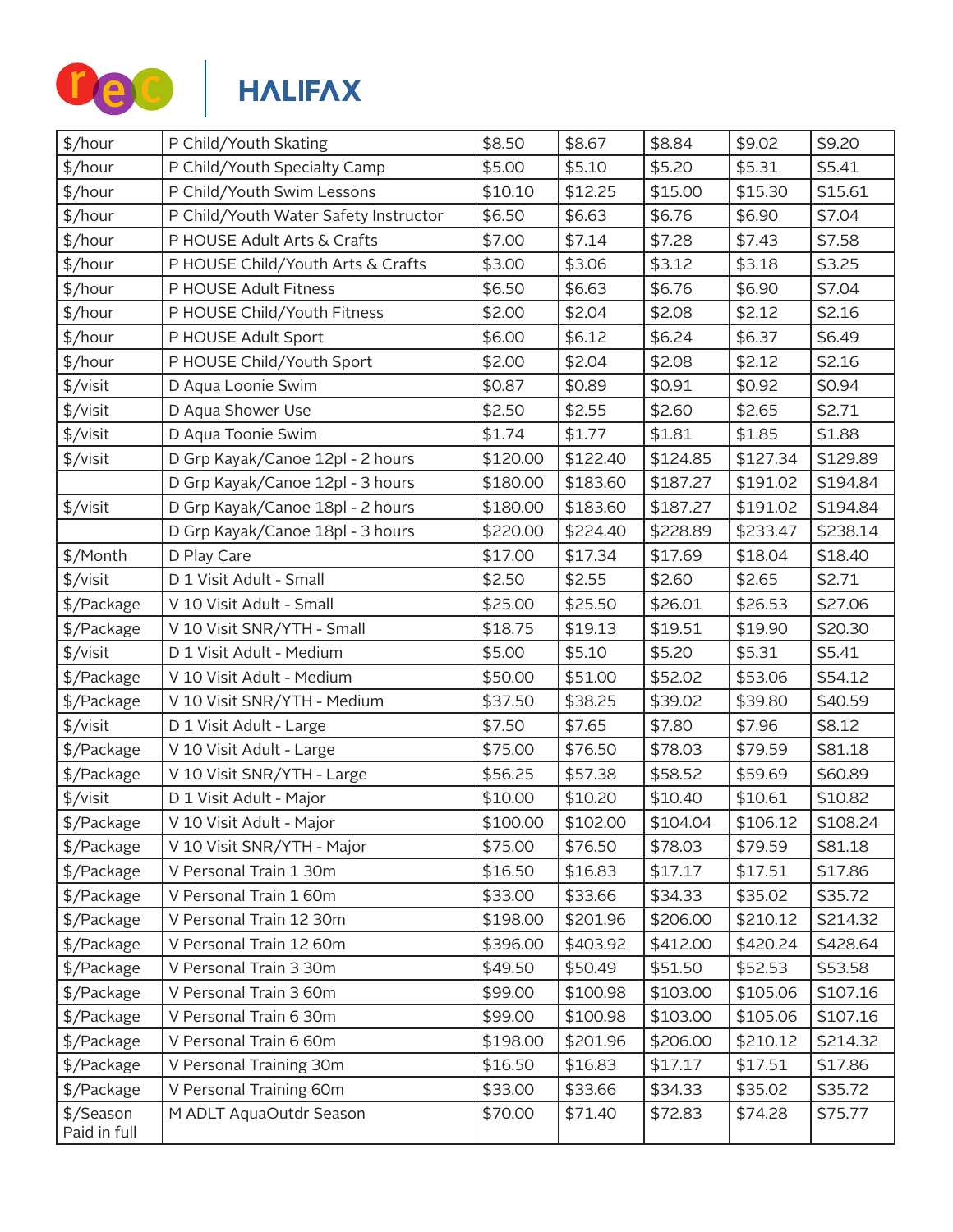| $/hour | P Child/Youth Skating | $8.50 | $8.67 | $8.84 | $9.02 | $9.20 |
|---|---|---|---|---|---|---|
| $/hour | P Child/Youth Specialty Camp | $5.00 | $5.10 | $5.20 | $5.31 | $5.41 |
| $/hour | P Child/Youth Swim Lessons | $10.10 | $12.25 | $15.00 | $15.30 | $15.61 |
| $/hour | P Child/Youth Water Safety Instructor | $6.50 | $6.63 | $6.76 | $6.90 | $7.04 |
| $/hour | P HOUSE Adult Arts & Crafts | $7.00 | $7.14 | $7.28 | $7.43 | $7.58 |
| $/hour | P HOUSE Child/Youth Arts & Crafts | $3.00 | $3.06 | $3.12 | $3.18 | $3.25 |
| $/hour | P HOUSE Adult Fitness | $6.50 | $6.63 | $6.76 | $6.90 | $7.04 |
| $/hour | P HOUSE Child/Youth Fitness | $2.00 | $2.04 | $2.08 | $2.12 | $2.16 |
| $/hour | P HOUSE Adult Sport | $6.00 | $6.12 | $6.24 | $6.37 | $6.49 |
| $/hour | P HOUSE Child/Youth Sport | $2.00 | $2.04 | $2.08 | $2.12 | $2.16 |
| $/visit | D Aqua Loonie Swim | $0.87 | $0.89 | $0.91 | $0.92 | $0.94 |
| $/visit | D Aqua Shower Use | $2.50 | $2.55 | $2.60 | $2.65 | $2.71 |
| $/visit | D Aqua Toonie Swim | $1.74 | $1.77 | $1.81 | $1.85 | $1.88 |
| $/visit | D Grp Kayak/Canoe 12pl - 2 hours | $120.00 | $122.40 | $124.85 | $127.34 | $129.89 |
| | D Grp Kayak/Canoe 12pl - 3 hours | $180.00 | $183.60 | $187.27 | $191.02 | $194.84 |
| $/visit | D Grp Kayak/Canoe 18pl - 2 hours | $180.00 | $183.60 | $187.27 | $191.02 | $194.84 |
| | D Grp Kayak/Canoe 18pl - 3 hours | $220.00 | $224.40 | $228.89 | $233.47 | $238.14 |
| $/Month | D Play Care | $17.00 | $17.34 | $17.69 | $18.04 | $18.40 |
| $/visit | D 1 Visit Adult - Small | $2.50 | $2.55 | $2.60 | $2.65 | $2.71 |
| $/Package | V 10 Visit Adult - Small | $25.00 | $25.50 | $26.01 | $26.53 | $27.06 |
| $/Package | V 10 Visit SNR/YTH - Small | $18.75 | $19.13 | $19.51 | $19.90 | $20.30 |
| $/visit | D 1 Visit Adult - Medium | $5.00 | $5.10 | $5.20 | $5.31 | $5.41 |
| $/Package | V 10 Visit Adult - Medium | $50.00 | $51.00 | $52.02 | $53.06 | $54.12 |
| $/Package | V 10 Visit SNR/YTH - Medium | $37.50 | $38.25 | $39.02 | $39.80 | $40.59 |
| $/visit | D 1 Visit Adult - Large | $7.50 | $7.65 | $7.80 | $7.96 | $8.12 |
| $/Package | V 10 Visit Adult - Large | $75.00 | $76.50 | $78.03 | $79.59 | $81.18 |
| $/Package | V 10 Visit SNR/YTH - Large | $56.25 | $57.38 | $58.52 | $59.69 | $60.89 |
| $/visit | D 1 Visit Adult - Major | $10.00 | $10.20 | $10.40 | $10.61 | $10.82 |
| $/Package | V 10 Visit Adult - Major | $100.00 | $102.00 | $104.04 | $106.12 | $108.24 |
| $/Package | V 10 Visit SNR/YTH - Major | $75.00 | $76.50 | $78.03 | $79.59 | $81.18 |
| $/Package | V Personal Train 1 30m | $16.50 | $16.83 | $17.17 | $17.51 | $17.86 |
| $/Package | V Personal Train 1 60m | $33.00 | $33.66 | $34.33 | $35.02 | $35.72 |
| $/Package | V Personal Train 12 30m | $198.00 | $201.96 | $206.00 | $210.12 | $214.32 |
| $/Package | V Personal Train 12 60m | $396.00 | $403.92 | $412.00 | $420.24 | $428.64 |
| $/Package | V Personal Train 3 30m | $49.50 | $50.49 | $51.50 | $52.53 | $53.58 |
| $/Package | V Personal Train 3 60m | $99.00 | $100.98 | $103.00 | $105.06 | $107.16 |
| $/Package | V Personal Train 6 30m | $99.00 | $100.98 | $103.00 | $105.06 | $107.16 |
| $/Package | V Personal Train 6 60m | $198.00 | $201.96 | $206.00 | $210.12 | $214.32 |
| $/Package | V Personal Training 30m | $16.50 | $16.83 | $17.17 | $17.51 | $17.86 |
| $/Package | V Personal Training 60m | $33.00 | $33.66 | $34.33 | $35.02 | $35.72 |
| $/Season Paid in full | M ADLT AquaOutdr Season | $70.00 | $71.40 | $72.83 | $74.28 | $75.77 |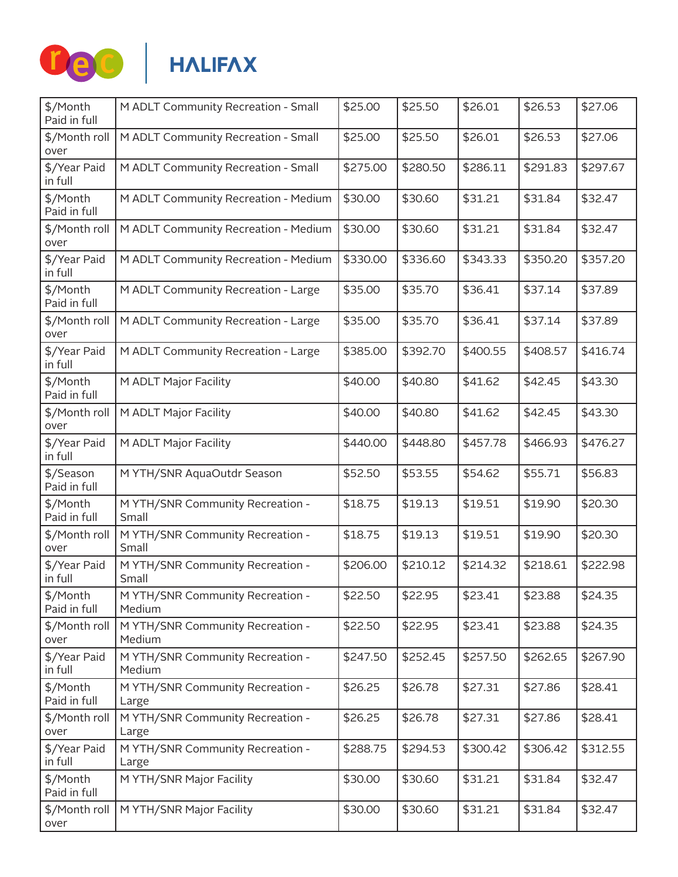| | | | | | | |
|---|---|---|---|---|---|---|
| $/Month Paid in full | M ADLT Community Recreation - Small | $25.00 | $25.50 | $26.01 | $26.53 | $27.06 |
| $/Month roll over | M ADLT Community Recreation - Small | $25.00 | $25.50 | $26.01 | $26.53 | $27.06 |
| $/Year Paid in full | M ADLT Community Recreation - Small | $275.00 | $280.50 | $286.11 | $291.83 | $297.67 |
| $/Month Paid in full | M ADLT Community Recreation - Medium | $30.00 | $30.60 | $31.21 | $31.84 | $32.47 |
| $/Month roll over | M ADLT Community Recreation - Medium | $30.00 | $30.60 | $31.21 | $31.84 | $32.47 |
| $/Year Paid in full | M ADLT Community Recreation - Medium | $330.00 | $336.60 | $343.33 | $350.20 | $357.20 |
| $/Month Paid in full | M ADLT Community Recreation - Large | $35.00 | $35.70 | $36.41 | $37.14 | $37.89 |
| $/Month roll over | M ADLT Community Recreation - Large | $35.00 | $35.70 | $36.41 | $37.14 | $37.89 |
| $/Year Paid in full | M ADLT Community Recreation - Large | $385.00 | $392.70 | $400.55 | $408.57 | $416.74 |
| $/Month Paid in full | M ADLT Major Facility | $40.00 | $40.80 | $41.62 | $42.45 | $43.30 |
| $/Month roll over | M ADLT Major Facility | $40.00 | $40.80 | $41.62 | $42.45 | $43.30 |
| $/Year Paid in full | M ADLT Major Facility | $440.00 | $448.80 | $457.78 | $466.93 | $476.27 |
| $/Season Paid in full | M YTH/SNR AquaOutdr Season | $52.50 | $53.55 | $54.62 | $55.71 | $56.83 |
| $/Month Paid in full | M YTH/SNR Community Recreation - Small | $18.75 | $19.13 | $19.51 | $19.90 | $20.30 |
| $/Month roll over | M YTH/SNR Community Recreation - Small | $18.75 | $19.13 | $19.51 | $19.90 | $20.30 |
| $/Year Paid in full | M YTH/SNR Community Recreation - Small | $206.00 | $210.12 | $214.32 | $218.61 | $222.98 |
| $/Month Paid in full | M YTH/SNR Community Recreation - Medium | $22.50 | $22.95 | $23.41 | $23.88 | $24.35 |
| $/Month roll over | M YTH/SNR Community Recreation - Medium | $22.50 | $22.95 | $23.41 | $23.88 | $24.35 |
| $/Year Paid in full | M YTH/SNR Community Recreation - Medium | $247.50 | $252.45 | $257.50 | $262.65 | $267.90 |
| $/Month Paid in full | M YTH/SNR Community Recreation - Large | $26.25 | $26.78 | $27.31 | $27.86 | $28.41 |
| $/Month roll over | M YTH/SNR Community Recreation - Large | $26.25 | $26.78 | $27.31 | $27.86 | $28.41 |
| $/Year Paid in full | M YTH/SNR Community Recreation - Large | $288.75 | $294.53 | $300.42 | $306.42 | $312.55 |
| $/Month Paid in full | M YTH/SNR Major Facility | $30.00 | $30.60 | $31.21 | $31.84 | $32.47 |
| $/Month roll over | M YTH/SNR Major Facility | $30.00 | $30.60 | $31.21 | $31.84 | $32.47 |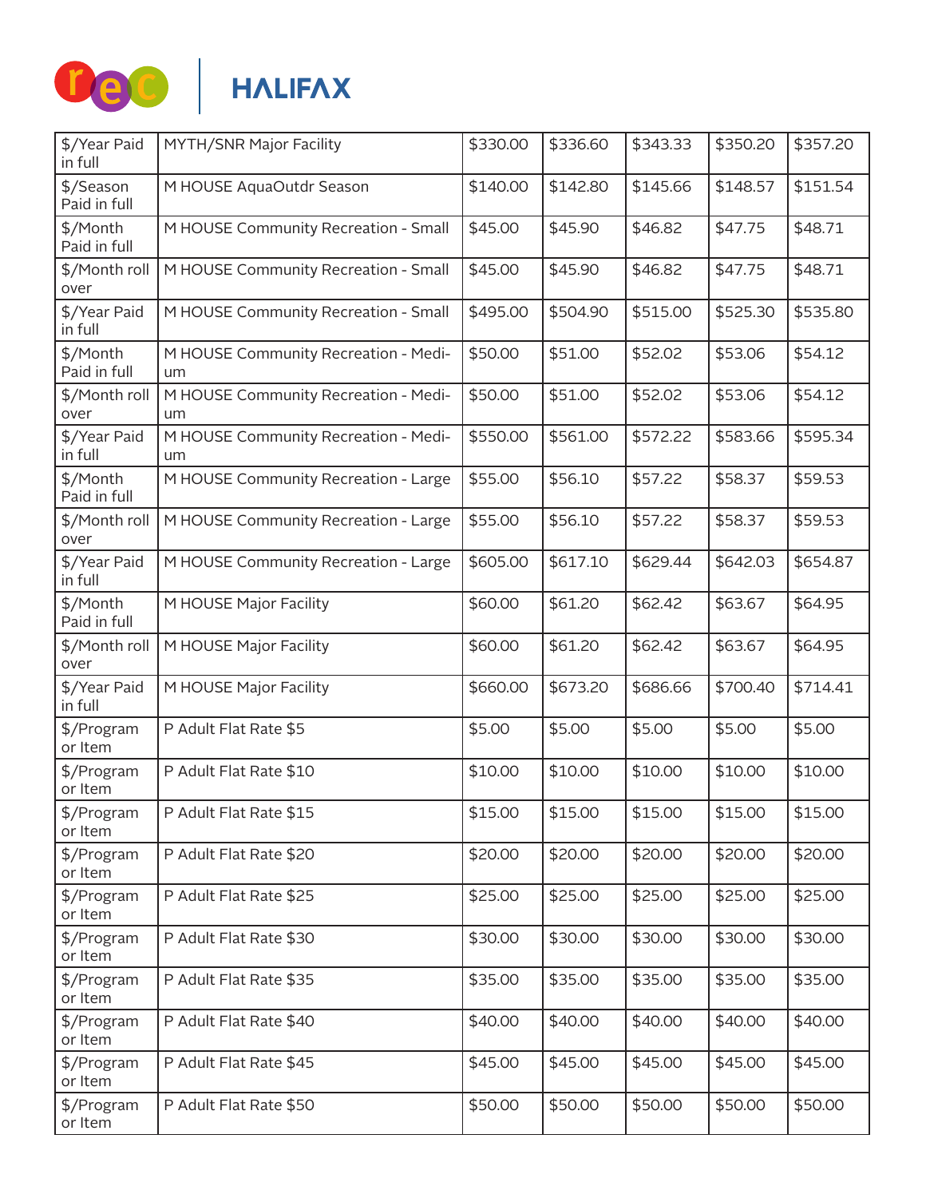| $/Year Paid in full | MYTH/SNR Major Facility | $330.00 | $336.60 | $343.33 | $350.20 | $357.20 |
|---|---|---|---|---|---|---|
| $/Season Paid in full | M HOUSE AquaOutdr Season | $140.00 | $142.80 | $145.66 | $148.57 | $151.54 |
| $/Month Paid in full | M HOUSE Community Recreation - Small | $45.00 | $45.90 | $46.82 | $47.75 | $48.71 |
| $/Month roll over | M HOUSE Community Recreation - Small | $45.00 | $45.90 | $46.82 | $47.75 | $48.71 |
| $/Year Paid in full | M HOUSE Community Recreation - Small | $495.00 | $504.90 | $515.00 | $525.30 | $535.80 |
| $/Month Paid in full | M HOUSE Community Recreation - Medium | $50.00 | $51.00 | $52.02 | $53.06 | $54.12 |
| $/Month roll over | M HOUSE Community Recreation - Medium | $50.00 | $51.00 | $52.02 | $53.06 | $54.12 |
| $/Year Paid in full | M HOUSE Community Recreation - Medium | $550.00 | $561.00 | $572.22 | $583.66 | $595.34 |
| $/Month Paid in full | M HOUSE Community Recreation - Large | $55.00 | $56.10 | $57.22 | $58.37 | $59.53 |
| $/Month roll over | M HOUSE Community Recreation - Large | $55.00 | $56.10 | $57.22 | $58.37 | $59.53 |
| $/Year Paid in full | M HOUSE Community Recreation - Large | $605.00 | $617.10 | $629.44 | $642.03 | $654.87 |
| $/Month Paid in full | M HOUSE Major Facility | $60.00 | $61.20 | $62.42 | $63.67 | $64.95 |
| $/Month roll over | M HOUSE Major Facility | $60.00 | $61.20 | $62.42 | $63.67 | $64.95 |
| $/Year Paid in full | M HOUSE Major Facility | $660.00 | $673.20 | $686.66 | $700.40 | $714.41 |
| $/Program or Item | P Adult Flat Rate $5 | $5.00 | $5.00 | $5.00 | $5.00 | $5.00 |
| $/Program or Item | P Adult Flat Rate $10 | $10.00 | $10.00 | $10.00 | $10.00 | $10.00 |
| $/Program or Item | P Adult Flat Rate $15 | $15.00 | $15.00 | $15.00 | $15.00 | $15.00 |
| $/Program or Item | P Adult Flat Rate $20 | $20.00 | $20.00 | $20.00 | $20.00 | $20.00 |
| $/Program or Item | P Adult Flat Rate $25 | $25.00 | $25.00 | $25.00 | $25.00 | $25.00 |
| $/Program or Item | P Adult Flat Rate $30 | $30.00 | $30.00 | $30.00 | $30.00 | $30.00 |
| $/Program or Item | P Adult Flat Rate $35 | $35.00 | $35.00 | $35.00 | $35.00 | $35.00 |
| $/Program or Item | P Adult Flat Rate $40 | $40.00 | $40.00 | $40.00 | $40.00 | $40.00 |
| $/Program or Item | P Adult Flat Rate $45 | $45.00 | $45.00 | $45.00 | $45.00 | $45.00 |
| $/Program or Item | P Adult Flat Rate $50 | $50.00 | $50.00 | $50.00 | $50.00 | $50.00 |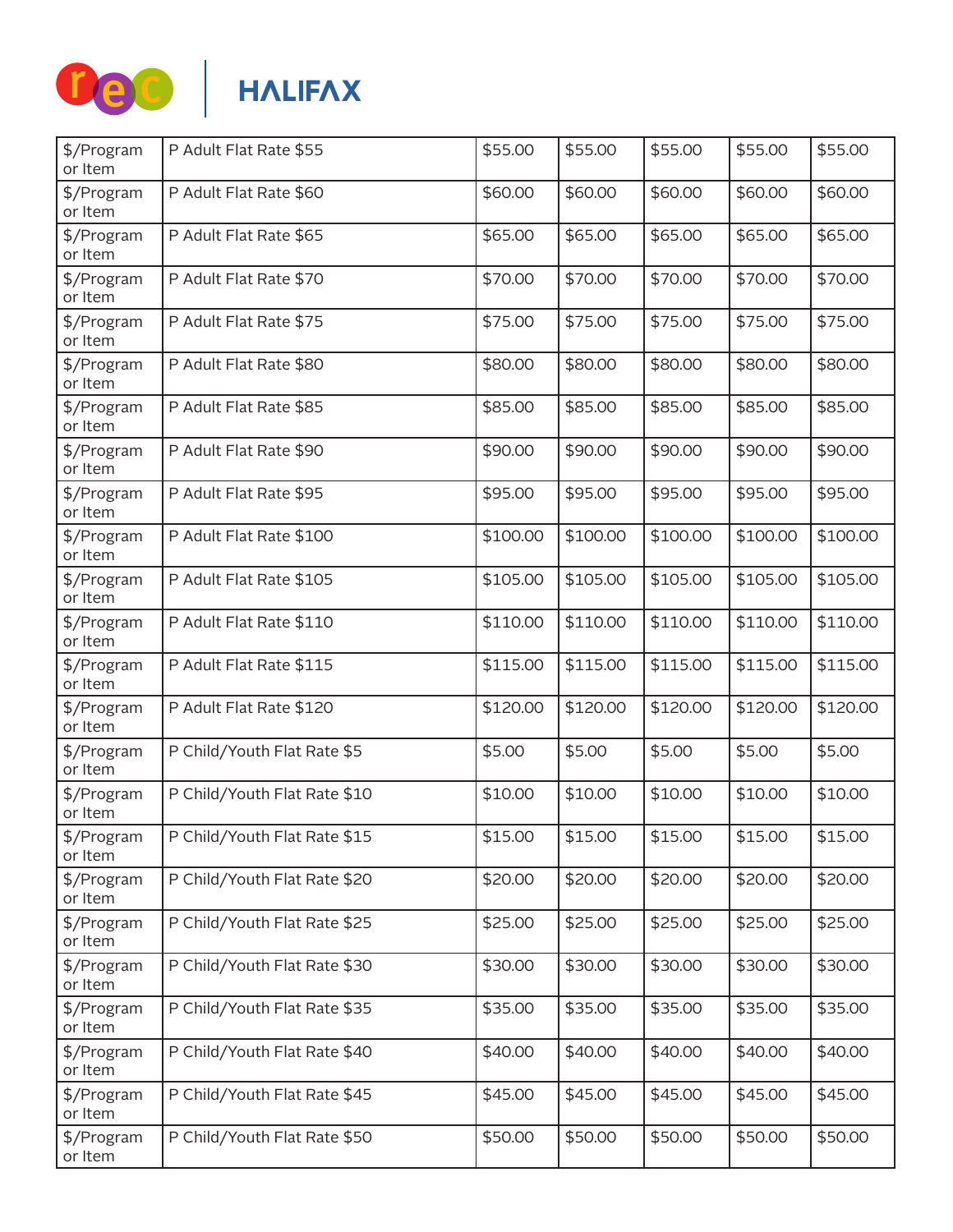| $/Program or Item | P Adult Flat Rate $55 | $55.00 | $55.00 | $55.00 | $55.00 | $55.00 |
|---|---|---|---|---|---|---|
| $/Program or Item | P Adult Flat Rate $60 | $60.00 | $60.00 | $60.00 | $60.00 | $60.00 |
| $/Program or Item | P Adult Flat Rate $65 | $65.00 | $65.00 | $65.00 | $65.00 | $65.00 |
| $/Program or Item | P Adult Flat Rate $70 | $70.00 | $70.00 | $70.00 | $70.00 | $70.00 |
| $/Program or Item | P Adult Flat Rate $75 | $75.00 | $75.00 | $75.00 | $75.00 | $75.00 |
| $/Program or Item | P Adult Flat Rate $80 | $80.00 | $80.00 | $80.00 | $80.00 | $80.00 |
| $/Program or Item | P Adult Flat Rate $85 | $85.00 | $85.00 | $85.00 | $85.00 | $85.00 |
| $/Program or Item | P Adult Flat Rate $90 | $90.00 | $90.00 | $90.00 | $90.00 | $90.00 |
| $/Program or Item | P Adult Flat Rate $95 | $95.00 | $95.00 | $95.00 | $95.00 | $95.00 |
| $/Program or Item | P Adult Flat Rate $100 | $100.00 | $100.00 | $100.00 | $100.00 | $100.00 |
| $/Program or Item | P Adult Flat Rate $105 | $105.00 | $105.00 | $105.00 | $105.00 | $105.00 |
| $/Program or Item | P Adult Flat Rate $110 | $110.00 | $110.00 | $110.00 | $110.00 | $110.00 |
| $/Program or Item | P Adult Flat Rate $115 | $115.00 | $115.00 | $115.00 | $115.00 | $115.00 |
| $/Program or Item | P Adult Flat Rate $120 | $120.00 | $120.00 | $120.00 | $120.00 | $120.00 |
| $/Program or Item | P Child/Youth Flat Rate $5 | $5.00 | $5.00 | $5.00 | $5.00 | $5.00 |
| $/Program or Item | P Child/Youth Flat Rate $10 | $10.00 | $10.00 | $10.00 | $10.00 | $10.00 |
| $/Program or Item | P Child/Youth Flat Rate $15 | $15.00 | $15.00 | $15.00 | $15.00 | $15.00 |
| $/Program or Item | P Child/Youth Flat Rate $20 | $20.00 | $20.00 | $20.00 | $20.00 | $20.00 |
| $/Program or Item | P Child/Youth Flat Rate $25 | $25.00 | $25.00 | $25.00 | $25.00 | $25.00 |
| $/Program or Item | P Child/Youth Flat Rate $30 | $30.00 | $30.00 | $30.00 | $30.00 | $30.00 |
| $/Program or Item | P Child/Youth Flat Rate $35 | $35.00 | $35.00 | $35.00 | $35.00 | $35.00 |
| $/Program or Item | P Child/Youth Flat Rate $40 | $40.00 | $40.00 | $40.00 | $40.00 | $40.00 |
| $/Program or Item | P Child/Youth Flat Rate $45 | $45.00 | $45.00 | $45.00 | $45.00 | $45.00 |
| $/Program or Item | P Child/Youth Flat Rate $50 | $50.00 | $50.00 | $50.00 | $50.00 | $50.00 |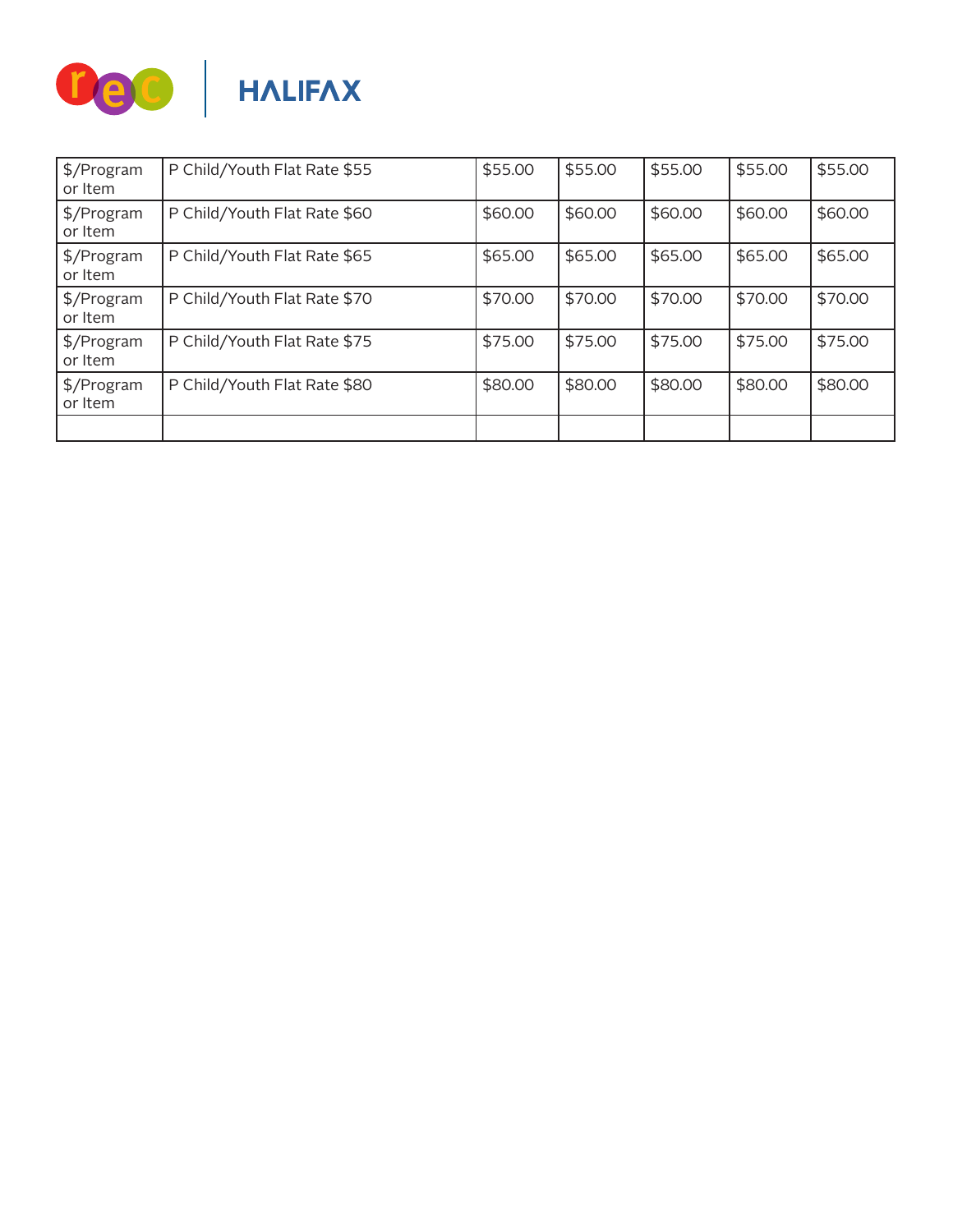| | | | | | | |
|---|---|---|---|---|---|---|
| $/Program or Item | P Child/Youth Flat Rate $55 | $55.00 | $55.00 | $55.00 | $55.00 | $55.00 |
| $/Program or Item | P Child/Youth Flat Rate $60 | $60.00 | $60.00 | $60.00 | $60.00 | $60.00 |
| $/Program or Item | P Child/Youth Flat Rate $65 | $65.00 | $65.00 | $65.00 | $65.00 | $65.00 |
| $/Program or Item | P Child/Youth Flat Rate $70 | $70.00 | $70.00 | $70.00 | $70.00 | $70.00 |
| $/Program or Item | P Child/Youth Flat Rate $75 | $75.00 | $75.00 | $75.00 | $75.00 | $75.00 |
| $/Program or Item | P Child/Youth Flat Rate $80 | $80.00 | $80.00 | $80.00 | $80.00 | $80.00 |
| | | | | | | |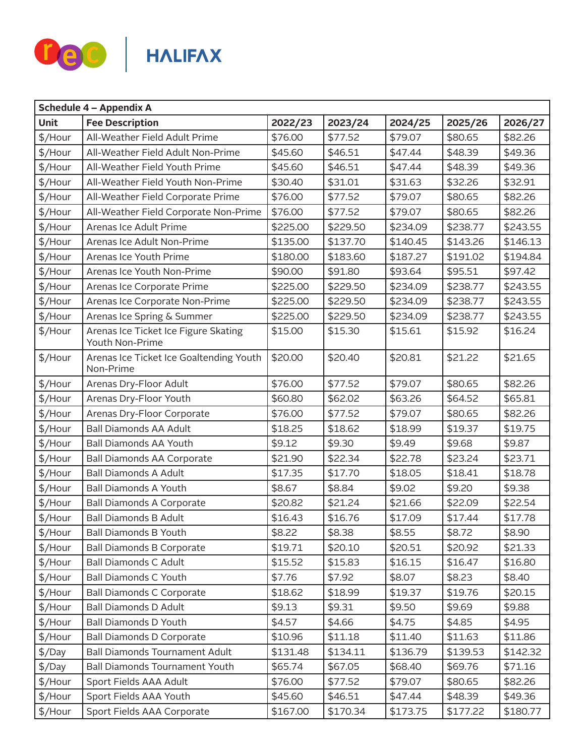| Schedule 4 – Appendix A | | | | | | |
|---|---|---|---|---|---|---|
| **Unit** | **Fee Description** | **2022/23** | **2023/24** | **2024/25** | **2025/26** | **2026/27** |
| $/Hour | All-Weather Field Adult Prime | $76.00 | $77.52 | $79.07 | $80.65 | $82.26 |
| $/Hour | All-Weather Field Adult Non-Prime | $45.60 | $46.51 | $47.44 | $48.39 | $49.36 |
| $/Hour | All-Weather Field Youth Prime | $45.60 | $46.51 | $47.44 | $48.39 | $49.36 |
| $/Hour | All-Weather Field Youth Non-Prime | $30.40 | $31.01 | $31.63 | $32.26 | $32.91 |
| $/Hour | All-Weather Field Corporate Prime | $76.00 | $77.52 | $79.07 | $80.65 | $82.26 |
| $/Hour | All-Weather Field Corporate Non-Prime | $76.00 | $77.52 | $79.07 | $80.65 | $82.26 |
| $/Hour | Arenas Ice Adult Prime | $225.00 | $229.50 | $234.09 | $238.77 | $243.55 |
| $/Hour | Arenas Ice Adult Non-Prime | $135.00 | $137.70 | $140.45 | $143.26 | $146.13 |
| $/Hour | Arenas Ice Youth Prime | $180.00 | $183.60 | $187.27 | $191.02 | $194.84 |
| $/Hour | Arenas Ice Youth Non-Prime | $90.00 | $91.80 | $93.64 | $95.51 | $97.42 |
| $/Hour | Arenas Ice Corporate Prime | $225.00 | $229.50 | $234.09 | $238.77 | $243.55 |
| $/Hour | Arenas Ice Corporate Non-Prime | $225.00 | $229.50 | $234.09 | $238.77 | $243.55 |
| $/Hour | Arenas Ice Spring & Summer | $225.00 | $229.50 | $234.09 | $238.77 | $243.55 |
| $/Hour | Arenas Ice Ticket Ice Figure Skating Youth Non-Prime | $15.00 | $15.30 | $15.61 | $15.92 | $16.24 |
| $/Hour | Arenas Ice Ticket Ice Goaltending Youth Non-Prime | $20.00 | $20.40 | $20.81 | $21.22 | $21.65 |
| $/Hour | Arenas Dry-Floor Adult | $76.00 | $77.52 | $79.07 | $80.65 | $82.26 |
| $/Hour | Arenas Dry-Floor Youth | $60.80 | $62.02 | $63.26 | $64.52 | $65.81 |
| $/Hour | Arenas Dry-Floor Corporate | $76.00 | $77.52 | $79.07 | $80.65 | $82.26 |
| $/Hour | Ball Diamonds AA Adult | $18.25 | $18.62 | $18.99 | $19.37 | $19.75 |
| $/Hour | Ball Diamonds AA Youth | $9.12 | $9.30 | $9.49 | $9.68 | $9.87 |
| $/Hour | Ball Diamonds AA Corporate | $21.90 | $22.34 | $22.78 | $23.24 | $23.71 |
| $/Hour | Ball Diamonds A Adult | $17.35 | $17.70 | $18.05 | $18.41 | $18.78 |
| $/Hour | Ball Diamonds A Youth | $8.67 | $8.84 | $9.02 | $9.20 | $9.38 |
| $/Hour | Ball Diamonds A Corporate | $20.82 | $21.24 | $21.66 | $22.09 | $22.54 |
| $/Hour | Ball Diamonds B Adult | $16.43 | $16.76 | $17.09 | $17.44 | $17.78 |
| $/Hour | Ball Diamonds B Youth | $8.22 | $8.38 | $8.55 | $8.72 | $8.90 |
| $/Hour | Ball Diamonds B Corporate | $19.71 | $20.10 | $20.51 | $20.92 | $21.33 |
| $/Hour | Ball Diamonds C Adult | $15.52 | $15.83 | $16.15 | $16.47 | $16.80 |
| $/Hour | Ball Diamonds C Youth | $7.76 | $7.92 | $8.07 | $8.23 | $8.40 |
| $/Hour | Ball Diamonds C Corporate | $18.62 | $18.99 | $19.37 | $19.76 | $20.15 |
| $/Hour | Ball Diamonds D Adult | $9.13 | $9.31 | $9.50 | $9.69 | $9.88 |
| $/Hour | Ball Diamonds D Youth | $4.57 | $4.66 | $4.75 | $4.85 | $4.95 |
| $/Hour | Ball Diamonds D Corporate | $10.96 | $11.18 | $11.40 | $11.63 | $11.86 |
| $/Day | Ball Diamonds Tournament Adult | $131.48 | $134.11 | $136.79 | $139.53 | $142.32 |
| $/Day | Ball Diamonds Tournament Youth | $65.74 | $67.05 | $68.40 | $69.76 | $71.16 |
| $/Hour | Sport Fields AAA Adult | $76.00 | $77.52 | $79.07 | $80.65 | $82.26 |
| $/Hour | Sport Fields AAA Youth | $45.60 | $46.51 | $47.44 | $48.39 | $49.36 |
| $/Hour | Sport Fields AAA Corporate | $167.00 | $170.34 | $173.75 | $177.22 | $180.77 |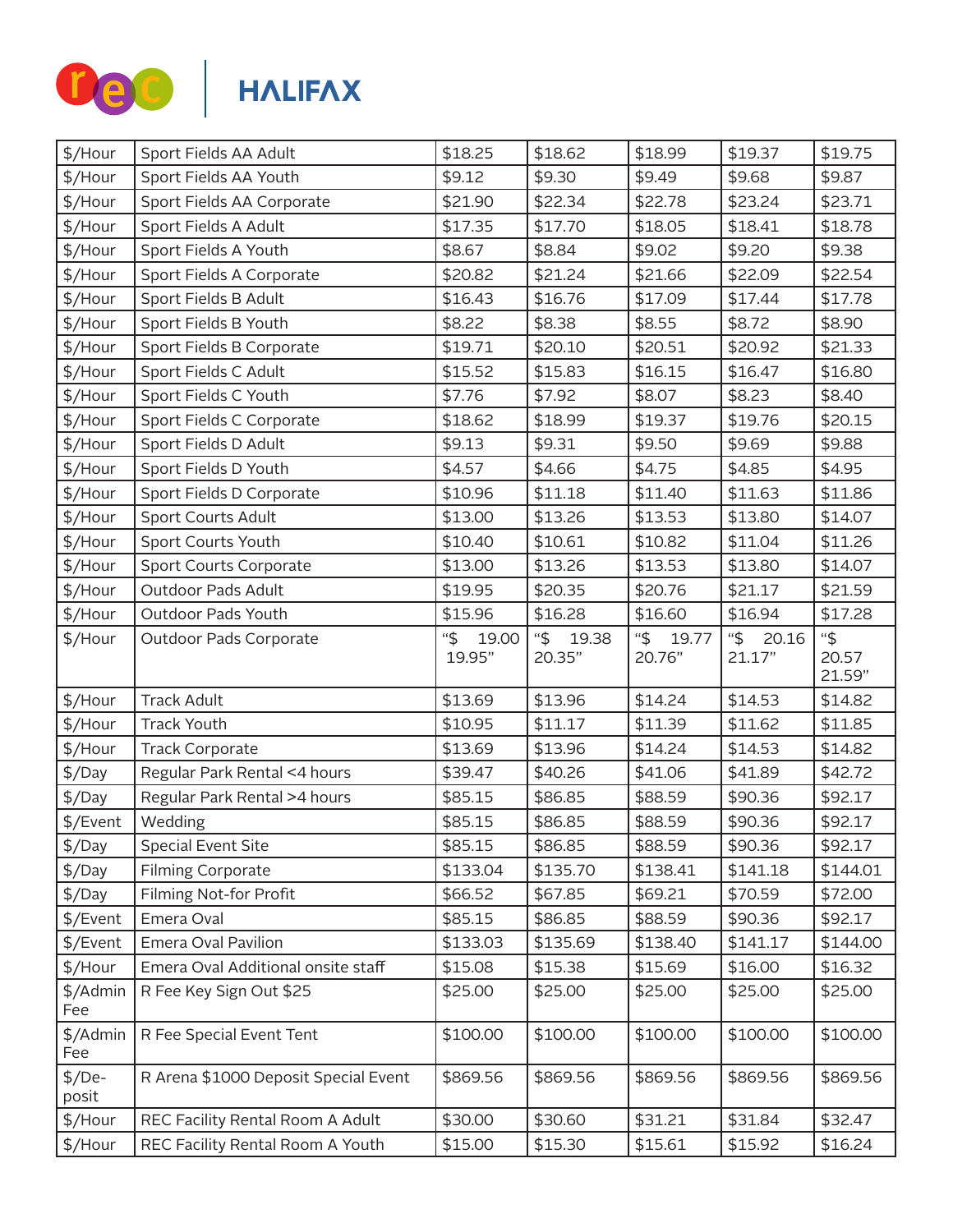| $/Hour | Sport Fields AA Adult | $18.25 | $18.62 | $18.99 | $19.37 | $19.75 |
|---|---|---|---|---|---|---|
| $/Hour | Sport Fields AA Youth | $9.12 | $9.30 | $9.49 | $9.68 | $9.87 |
| $/Hour | Sport Fields AA Corporate | $21.90 | $22.34 | $22.78 | $23.24 | $23.71 |
| $/Hour | Sport Fields A Adult | $17.35 | $17.70 | $18.05 | $18.41 | $18.78 |
| $/Hour | Sport Fields A Youth | $8.67 | $8.84 | $9.02 | $9.20 | $9.38 |
| $/Hour | Sport Fields A Corporate | $20.82 | $21.24 | $21.66 | $22.09 | $22.54 |
| $/Hour | Sport Fields B Adult | $16.43 | $16.76 | $17.09 | $17.44 | $17.78 |
| $/Hour | Sport Fields B Youth | $8.22 | $8.38 | $8.55 | $8.72 | $8.90 |
| $/Hour | Sport Fields B Corporate | $19.71 | $20.10 | $20.51 | $20.92 | $21.33 |
| $/Hour | Sport Fields C Adult | $15.52 | $15.83 | $16.15 | $16.47 | $16.80 |
| $/Hour | Sport Fields C Youth | $7.76 | $7.92 | $8.07 | $8.23 | $8.40 |
| $/Hour | Sport Fields C Corporate | $18.62 | $18.99 | $19.37 | $19.76 | $20.15 |
| $/Hour | Sport Fields D Adult | $9.13 | $9.31 | $9.50 | $9.69 | $9.88 |
| $/Hour | Sport Fields D Youth | $4.57 | $4.66 | $4.75 | $4.85 | $4.95 |
| $/Hour | Sport Fields D Corporate | $10.96 | $11.18 | $11.40 | $11.63 | $11.86 |
| $/Hour | Sport Courts Adult | $13.00 | $13.26 | $13.53 | $13.80 | $14.07 |
| $/Hour | Sport Courts Youth | $10.40 | $10.61 | $10.82 | $11.04 | $11.26 |
| $/Hour | Sport Courts Corporate | $13.00 | $13.26 | $13.53 | $13.80 | $14.07 |
| $/Hour | Outdoor Pads Adult | $19.95 | $20.35 | $20.76 | $21.17 | $21.59 |
| $/Hour | Outdoor Pads Youth | $15.96 | $16.28 | $16.60 | $16.94 | $17.28 |
| $/Hour | Outdoor Pads Corporate | "$ 19.00 19.95" | "$ 19.38 20.35" | "$ 19.77 20.76" | "$ 20.16 21.17" | "$ 20.57 21.59" |
| $/Hour | Track Adult | $13.69 | $13.96 | $14.24 | $14.53 | $14.82 |
| $/Hour | Track Youth | $10.95 | $11.17 | $11.39 | $11.62 | $11.85 |
| $/Hour | Track Corporate | $13.69 | $13.96 | $14.24 | $14.53 | $14.82 |
| $/Day | Regular Park Rental <4 hours | $39.47 | $40.26 | $41.06 | $41.89 | $42.72 |
| $/Day | Regular Park Rental >4 hours | $85.15 | $86.85 | $88.59 | $90.36 | $92.17 |
| $/Event | Wedding | $85.15 | $86.85 | $88.59 | $90.36 | $92.17 |
| $/Day | Special Event Site | $85.15 | $86.85 | $88.59 | $90.36 | $92.17 |
| $/Day | Filming Corporate | $133.04 | $135.70 | $138.41 | $141.18 | $144.01 |
| $/Day | Filming Not-for Profit | $66.52 | $67.85 | $69.21 | $70.59 | $72.00 |
| $/Event | Emera Oval | $85.15 | $86.85 | $88.59 | $90.36 | $92.17 |
| $/Event | Emera Oval Pavilion | $133.03 | $135.69 | $138.40 | $141.17 | $144.00 |
| $/Hour | Emera Oval Additional onsite staff | $15.08 | $15.38 | $15.69 | $16.00 | $16.32 |
| $/Admin Fee | R Fee Key Sign Out $25 | $25.00 | $25.00 | $25.00 | $25.00 | $25.00 |
| $/Admin Fee | R Fee Special Event Tent | $100.00 | $100.00 | $100.00 | $100.00 | $100.00 |
| $/Deposit | R Arena $1000 Deposit Special Event | $869.56 | $869.56 | $869.56 | $869.56 | $869.56 |
| $/Hour | REC Facility Rental Room A Adult | $30.00 | $30.60 | $31.21 | $31.84 | $32.47 |
| $/Hour | REC Facility Rental Room A Youth | $15.00 | $15.30 | $15.61 | $15.92 | $16.24 |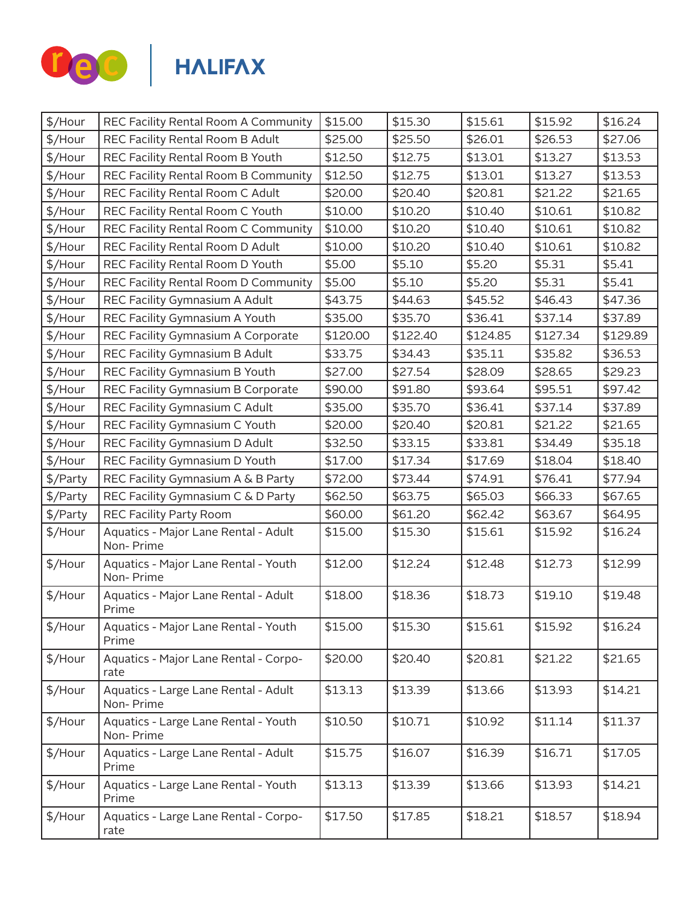| | | | | | | |
|---|---|---|---|---|---|---|
| $/Hour | REC Facility Rental Room A Community | $15.00 | $15.30 | $15.61 | $15.92 | $16.24 |
| $/Hour | REC Facility Rental Room B Adult | $25.00 | $25.50 | $26.01 | $26.53 | $27.06 |
| $/Hour | REC Facility Rental Room B Youth | $12.50 | $12.75 | $13.01 | $13.27 | $13.53 |
| $/Hour | REC Facility Rental Room B Community | $12.50 | $12.75 | $13.01 | $13.27 | $13.53 |
| $/Hour | REC Facility Rental Room C Adult | $20.00 | $20.40 | $20.81 | $21.22 | $21.65 |
| $/Hour | REC Facility Rental Room C Youth | $10.00 | $10.20 | $10.40 | $10.61 | $10.82 |
| $/Hour | REC Facility Rental Room C Community | $10.00 | $10.20 | $10.40 | $10.61 | $10.82 |
| $/Hour | REC Facility Rental Room D Adult | $10.00 | $10.20 | $10.40 | $10.61 | $10.82 |
| $/Hour | REC Facility Rental Room D Youth | $5.00 | $5.10 | $5.20 | $5.31 | $5.41 |
| $/Hour | REC Facility Rental Room D Community | $5.00 | $5.10 | $5.20 | $5.31 | $5.41 |
| $/Hour | REC Facility Gymnasium A Adult | $43.75 | $44.63 | $45.52 | $46.43 | $47.36 |
| $/Hour | REC Facility Gymnasium A Youth | $35.00 | $35.70 | $36.41 | $37.14 | $37.89 |
| $/Hour | REC Facility Gymnasium A Corporate | $120.00 | $122.40 | $124.85 | $127.34 | $129.89 |
| $/Hour | REC Facility Gymnasium B Adult | $33.75 | $34.43 | $35.11 | $35.82 | $36.53 |
| $/Hour | REC Facility Gymnasium B Youth | $27.00 | $27.54 | $28.09 | $28.65 | $29.23 |
| $/Hour | REC Facility Gymnasium B Corporate | $90.00 | $91.80 | $93.64 | $95.51 | $97.42 |
| $/Hour | REC Facility Gymnasium C Adult | $35.00 | $35.70 | $36.41 | $37.14 | $37.89 |
| $/Hour | REC Facility Gymnasium C Youth | $20.00 | $20.40 | $20.81 | $21.22 | $21.65 |
| $/Hour | REC Facility Gymnasium D Adult | $32.50 | $33.15 | $33.81 | $34.49 | $35.18 |
| $/Hour | REC Facility Gymnasium D Youth | $17.00 | $17.34 | $17.69 | $18.04 | $18.40 |
| $/Party | REC Facility Gymnasium A & B Party | $72.00 | $73.44 | $74.91 | $76.41 | $77.94 |
| $/Party | REC Facility Gymnasium C & D Party | $62.50 | $63.75 | $65.03 | $66.33 | $67.65 |
| $/Party | REC Facility Party Room | $60.00 | $61.20 | $62.42 | $63.67 | $64.95 |
| $/Hour | Aquatics - Major Lane Rental - Adult Non- Prime | $15.00 | $15.30 | $15.61 | $15.92 | $16.24 |
| $/Hour | Aquatics - Major Lane Rental - Youth Non- Prime | $12.00 | $12.24 | $12.48 | $12.73 | $12.99 |
| $/Hour | Aquatics - Major Lane Rental - Adult Prime | $18.00 | $18.36 | $18.73 | $19.10 | $19.48 |
| $/Hour | Aquatics - Major Lane Rental - Youth Prime | $15.00 | $15.30 | $15.61 | $15.92 | $16.24 |
| $/Hour | Aquatics - Major Lane Rental - Corporate | $20.00 | $20.40 | $20.81 | $21.22 | $21.65 |
| $/Hour | Aquatics - Large Lane Rental - Adult Non- Prime | $13.13 | $13.39 | $13.66 | $13.93 | $14.21 |
| $/Hour | Aquatics - Large Lane Rental - Youth Non- Prime | $10.50 | $10.71 | $10.92 | $11.14 | $11.37 |
| $/Hour | Aquatics - Large Lane Rental - Adult Prime | $15.75 | $16.07 | $16.39 | $16.71 | $17.05 |
| $/Hour | Aquatics - Large Lane Rental - Youth Prime | $13.13 | $13.39 | $13.66 | $13.93 | $14.21 |
| $/Hour | Aquatics - Large Lane Rental - Corporate | $17.50 | $17.85 | $18.21 | $18.57 | $18.94 |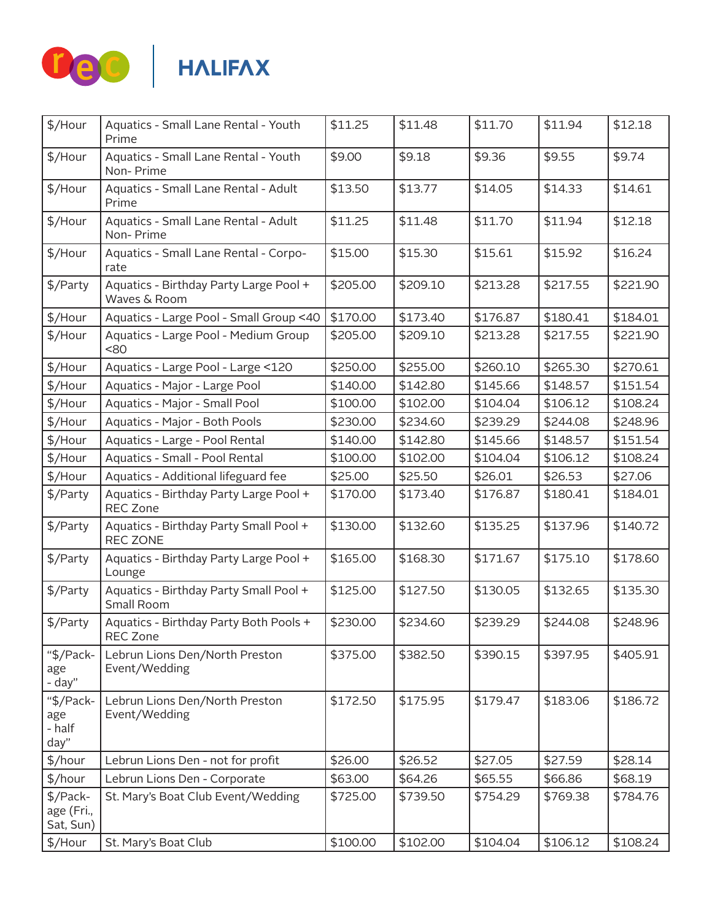| $/Hour | Aquatics - Small Lane Rental - Youth Prime | $11.25 | $11.48 | $11.70 | $11.94 | $12.18 |
|---|---|---|---|---|---|---|
| $/Hour | Aquatics - Small Lane Rental - Youth Non- Prime | $9.00 | $9.18 | $9.36 | $9.55 | $9.74 |
| $/Hour | Aquatics - Small Lane Rental - Adult Prime | $13.50 | $13.77 | $14.05 | $14.33 | $14.61 |
| $/Hour | Aquatics - Small Lane Rental - Adult Non- Prime | $11.25 | $11.48 | $11.70 | $11.94 | $12.18 |
| $/Hour | Aquatics - Small Lane Rental - Corporate | $15.00 | $15.30 | $15.61 | $15.92 | $16.24 |
| $/Party | Aquatics - Birthday Party Large Pool + Waves & Room | $205.00 | $209.10 | $213.28 | $217.55 | $221.90 |
| $/Hour | Aquatics - Large Pool - Small Group <40 | $170.00 | $173.40 | $176.87 | $180.41 | $184.01 |
| $/Hour | Aquatics - Large Pool - Medium Group <80 | $205.00 | $209.10 | $213.28 | $217.55 | $221.90 |
| $/Hour | Aquatics - Large Pool - Large <120 | $250.00 | $255.00 | $260.10 | $265.30 | $270.61 |
| $/Hour | Aquatics - Major - Large Pool | $140.00 | $142.80 | $145.66 | $148.57 | $151.54 |
| $/Hour | Aquatics - Major - Small Pool | $100.00 | $102.00 | $104.04 | $106.12 | $108.24 |
| $/Hour | Aquatics - Major - Both Pools | $230.00 | $234.60 | $239.29 | $244.08 | $248.96 |
| $/Hour | Aquatics - Large - Pool Rental | $140.00 | $142.80 | $145.66 | $148.57 | $151.54 |
| $/Hour | Aquatics - Small - Pool Rental | $100.00 | $102.00 | $104.04 | $106.12 | $108.24 |
| $/Hour | Aquatics - Additional lifeguard fee | $25.00 | $25.50 | $26.01 | $26.53 | $27.06 |
| $/Party | Aquatics - Birthday Party Large Pool + REC Zone | $170.00 | $173.40 | $176.87 | $180.41 | $184.01 |
| $/Party | Aquatics - Birthday Party Small Pool + REC ZONE | $130.00 | $132.60 | $135.25 | $137.96 | $140.72 |
| $/Party | Aquatics - Birthday Party Large Pool + Lounge | $165.00 | $168.30 | $171.67 | $175.10 | $178.60 |
| $/Party | Aquatics - Birthday Party Small Pool + Small Room | $125.00 | $127.50 | $130.05 | $132.65 | $135.30 |
| $/Party | Aquatics - Birthday Party Both Pools + REC Zone | $230.00 | $234.60 | $239.29 | $244.08 | $248.96 |
| "$/Package - day" | Lebrun Lions Den/North Preston Event/Wedding | $375.00 | $382.50 | $390.15 | $397.95 | $405.91 |
| "$/Package - half day" | Lebrun Lions Den/North Preston Event/Wedding | $172.50 | $175.95 | $179.47 | $183.06 | $186.72 |
| $/hour | Lebrun Lions Den - not for profit | $26.00 | $26.52 | $27.05 | $27.59 | $28.14 |
| $/hour | Lebrun Lions Den - Corporate | $63.00 | $64.26 | $65.55 | $66.86 | $68.19 |
| $/Package (Fri., Sat, Sun) | St. Mary's Boat Club Event/Wedding | $725.00 | $739.50 | $754.29 | $769.38 | $784.76 |
| $/Hour | St. Mary's Boat Club | $100.00 | $102.00 | $104.04 | $106.12 | $108.24 |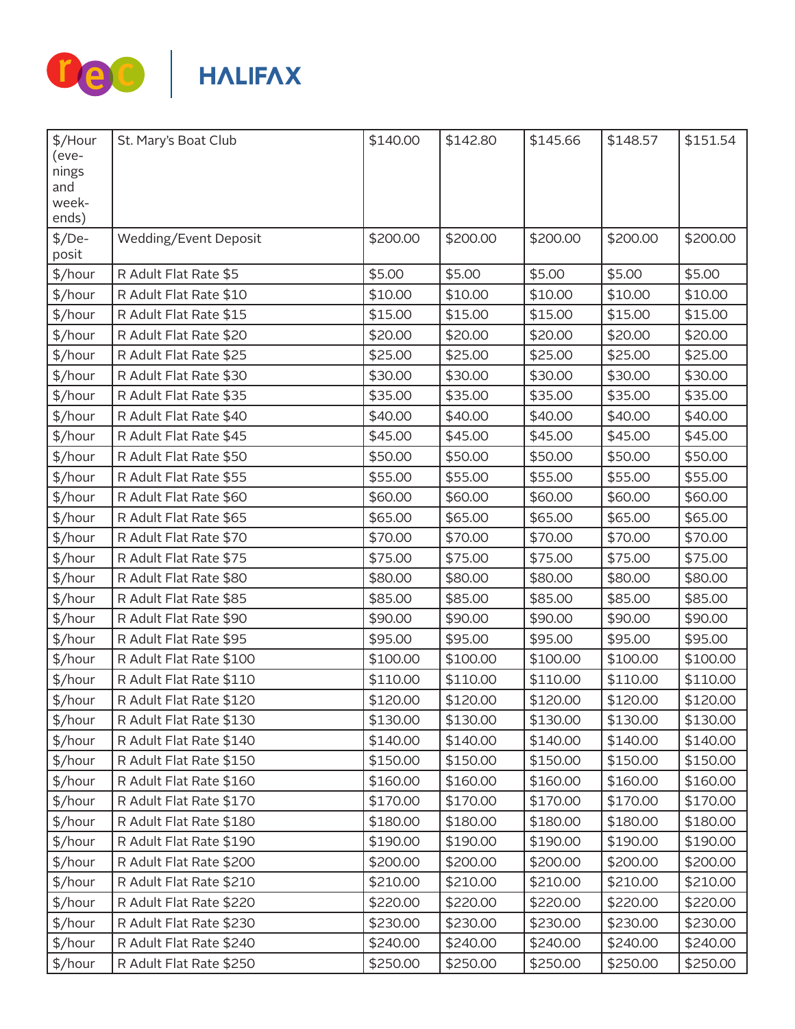| $/Hour (evenings and weekends) | St. Mary's Boat Club | $140.00 | $142.80 | $145.66 | $148.57 | $151.54 |
|---|---|---|---|---|---|---|
| $/Deposit | Wedding/Event Deposit | $200.00 | $200.00 | $200.00 | $200.00 | $200.00 |
| $/hour | R Adult Flat Rate $5 | $5.00 | $5.00 | $5.00 | $5.00 | $5.00 |
| $/hour | R Adult Flat Rate $10 | $10.00 | $10.00 | $10.00 | $10.00 | $10.00 |
| $/hour | R Adult Flat Rate $15 | $15.00 | $15.00 | $15.00 | $15.00 | $15.00 |
| $/hour | R Adult Flat Rate $20 | $20.00 | $20.00 | $20.00 | $20.00 | $20.00 |
| $/hour | R Adult Flat Rate $25 | $25.00 | $25.00 | $25.00 | $25.00 | $25.00 |
| $/hour | R Adult Flat Rate $30 | $30.00 | $30.00 | $30.00 | $30.00 | $30.00 |
| $/hour | R Adult Flat Rate $35 | $35.00 | $35.00 | $35.00 | $35.00 | $35.00 |
| $/hour | R Adult Flat Rate $40 | $40.00 | $40.00 | $40.00 | $40.00 | $40.00 |
| $/hour | R Adult Flat Rate $45 | $45.00 | $45.00 | $45.00 | $45.00 | $45.00 |
| $/hour | R Adult Flat Rate $50 | $50.00 | $50.00 | $50.00 | $50.00 | $50.00 |
| $/hour | R Adult Flat Rate $55 | $55.00 | $55.00 | $55.00 | $55.00 | $55.00 |
| $/hour | R Adult Flat Rate $60 | $60.00 | $60.00 | $60.00 | $60.00 | $60.00 |
| $/hour | R Adult Flat Rate $65 | $65.00 | $65.00 | $65.00 | $65.00 | $65.00 |
| $/hour | R Adult Flat Rate $70 | $70.00 | $70.00 | $70.00 | $70.00 | $70.00 |
| $/hour | R Adult Flat Rate $75 | $75.00 | $75.00 | $75.00 | $75.00 | $75.00 |
| $/hour | R Adult Flat Rate $80 | $80.00 | $80.00 | $80.00 | $80.00 | $80.00 |
| $/hour | R Adult Flat Rate $85 | $85.00 | $85.00 | $85.00 | $85.00 | $85.00 |
| $/hour | R Adult Flat Rate $90 | $90.00 | $90.00 | $90.00 | $90.00 | $90.00 |
| $/hour | R Adult Flat Rate $95 | $95.00 | $95.00 | $95.00 | $95.00 | $95.00 |
| $/hour | R Adult Flat Rate $100 | $100.00 | $100.00 | $100.00 | $100.00 | $100.00 |
| $/hour | R Adult Flat Rate $110 | $110.00 | $110.00 | $110.00 | $110.00 | $110.00 |
| $/hour | R Adult Flat Rate $120 | $120.00 | $120.00 | $120.00 | $120.00 | $120.00 |
| $/hour | R Adult Flat Rate $130 | $130.00 | $130.00 | $130.00 | $130.00 | $130.00 |
| $/hour | R Adult Flat Rate $140 | $140.00 | $140.00 | $140.00 | $140.00 | $140.00 |
| $/hour | R Adult Flat Rate $150 | $150.00 | $150.00 | $150.00 | $150.00 | $150.00 |
| $/hour | R Adult Flat Rate $160 | $160.00 | $160.00 | $160.00 | $160.00 | $160.00 |
| $/hour | R Adult Flat Rate $170 | $170.00 | $170.00 | $170.00 | $170.00 | $170.00 |
| $/hour | R Adult Flat Rate $180 | $180.00 | $180.00 | $180.00 | $180.00 | $180.00 |
| $/hour | R Adult Flat Rate $190 | $190.00 | $190.00 | $190.00 | $190.00 | $190.00 |
| $/hour | R Adult Flat Rate $200 | $200.00 | $200.00 | $200.00 | $200.00 | $200.00 |
| $/hour | R Adult Flat Rate $210 | $210.00 | $210.00 | $210.00 | $210.00 | $210.00 |
| $/hour | R Adult Flat Rate $220 | $220.00 | $220.00 | $220.00 | $220.00 | $220.00 |
| $/hour | R Adult Flat Rate $230 | $230.00 | $230.00 | $230.00 | $230.00 | $230.00 |
| $/hour | R Adult Flat Rate $240 | $240.00 | $240.00 | $240.00 | $240.00 | $240.00 |
| $/hour | R Adult Flat Rate $250 | $250.00 | $250.00 | $250.00 | $250.00 | $250.00 |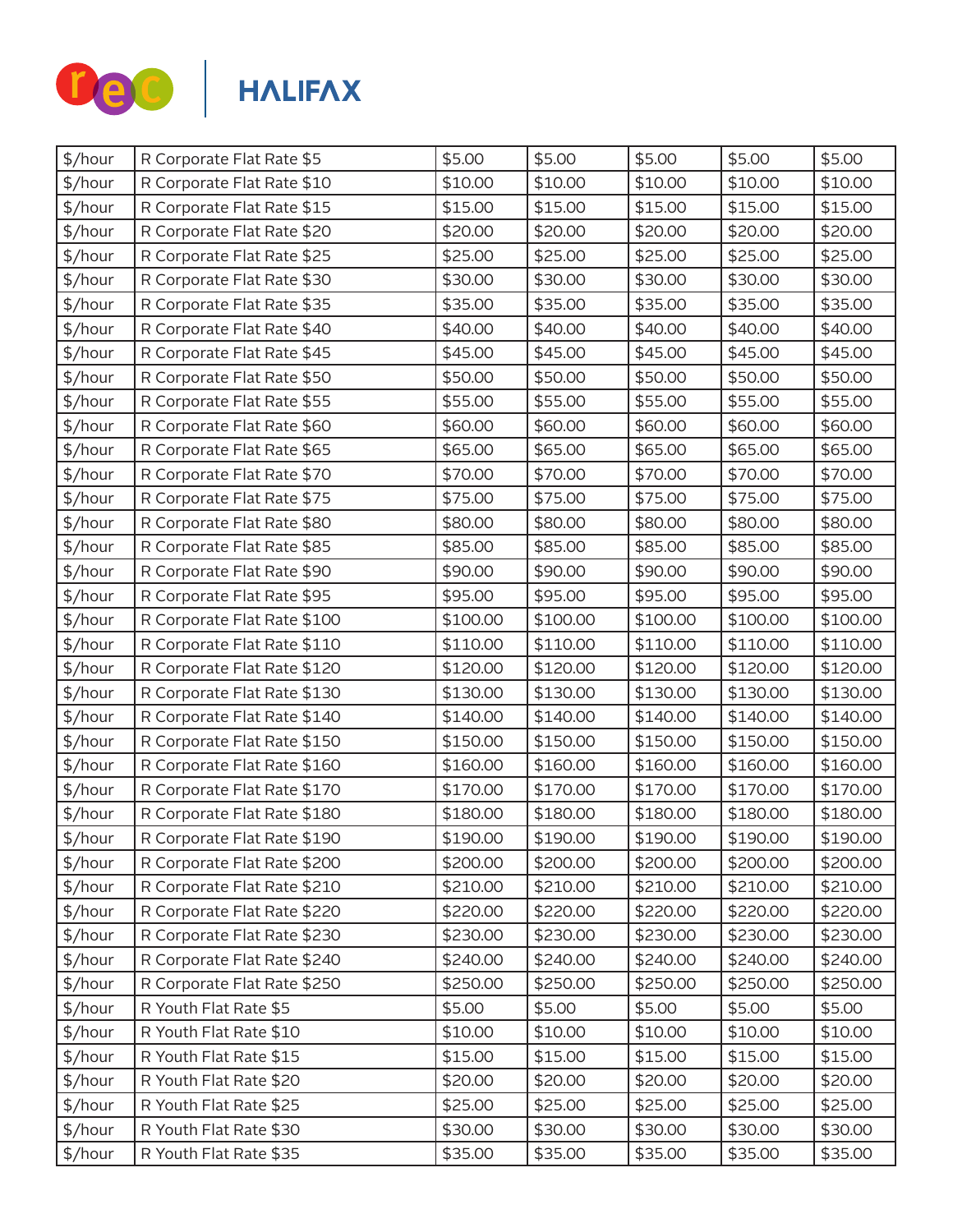| $/hour | R Corporate Flat Rate $5 | $5.00 | $5.00 | $5.00 | $5.00 | $5.00 |
|---|---|---|---|---|---|---|
| $/hour | R Corporate Flat Rate $10 | $10.00 | $10.00 | $10.00 | $10.00 | $10.00 |
| $/hour | R Corporate Flat Rate $15 | $15.00 | $15.00 | $15.00 | $15.00 | $15.00 |
| $/hour | R Corporate Flat Rate $20 | $20.00 | $20.00 | $20.00 | $20.00 | $20.00 |
| $/hour | R Corporate Flat Rate $25 | $25.00 | $25.00 | $25.00 | $25.00 | $25.00 |
| $/hour | R Corporate Flat Rate $30 | $30.00 | $30.00 | $30.00 | $30.00 | $30.00 |
| $/hour | R Corporate Flat Rate $35 | $35.00 | $35.00 | $35.00 | $35.00 | $35.00 |
| $/hour | R Corporate Flat Rate $40 | $40.00 | $40.00 | $40.00 | $40.00 | $40.00 |
| $/hour | R Corporate Flat Rate $45 | $45.00 | $45.00 | $45.00 | $45.00 | $45.00 |
| $/hour | R Corporate Flat Rate $50 | $50.00 | $50.00 | $50.00 | $50.00 | $50.00 |
| $/hour | R Corporate Flat Rate $55 | $55.00 | $55.00 | $55.00 | $55.00 | $55.00 |
| $/hour | R Corporate Flat Rate $60 | $60.00 | $60.00 | $60.00 | $60.00 | $60.00 |
| $/hour | R Corporate Flat Rate $65 | $65.00 | $65.00 | $65.00 | $65.00 | $65.00 |
| $/hour | R Corporate Flat Rate $70 | $70.00 | $70.00 | $70.00 | $70.00 | $70.00 |
| $/hour | R Corporate Flat Rate $75 | $75.00 | $75.00 | $75.00 | $75.00 | $75.00 |
| $/hour | R Corporate Flat Rate $80 | $80.00 | $80.00 | $80.00 | $80.00 | $80.00 |
| $/hour | R Corporate Flat Rate $85 | $85.00 | $85.00 | $85.00 | $85.00 | $85.00 |
| $/hour | R Corporate Flat Rate $90 | $90.00 | $90.00 | $90.00 | $90.00 | $90.00 |
| $/hour | R Corporate Flat Rate $95 | $95.00 | $95.00 | $95.00 | $95.00 | $95.00 |
| $/hour | R Corporate Flat Rate $100 | $100.00 | $100.00 | $100.00 | $100.00 | $100.00 |
| $/hour | R Corporate Flat Rate $110 | $110.00 | $110.00 | $110.00 | $110.00 | $110.00 |
| $/hour | R Corporate Flat Rate $120 | $120.00 | $120.00 | $120.00 | $120.00 | $120.00 |
| $/hour | R Corporate Flat Rate $130 | $130.00 | $130.00 | $130.00 | $130.00 | $130.00 |
| $/hour | R Corporate Flat Rate $140 | $140.00 | $140.00 | $140.00 | $140.00 | $140.00 |
| $/hour | R Corporate Flat Rate $150 | $150.00 | $150.00 | $150.00 | $150.00 | $150.00 |
| $/hour | R Corporate Flat Rate $160 | $160.00 | $160.00 | $160.00 | $160.00 | $160.00 |
| $/hour | R Corporate Flat Rate $170 | $170.00 | $170.00 | $170.00 | $170.00 | $170.00 |
| $/hour | R Corporate Flat Rate $180 | $180.00 | $180.00 | $180.00 | $180.00 | $180.00 |
| $/hour | R Corporate Flat Rate $190 | $190.00 | $190.00 | $190.00 | $190.00 | $190.00 |
| $/hour | R Corporate Flat Rate $200 | $200.00 | $200.00 | $200.00 | $200.00 | $200.00 |
| $/hour | R Corporate Flat Rate $210 | $210.00 | $210.00 | $210.00 | $210.00 | $210.00 |
| $/hour | R Corporate Flat Rate $220 | $220.00 | $220.00 | $220.00 | $220.00 | $220.00 |
| $/hour | R Corporate Flat Rate $230 | $230.00 | $230.00 | $230.00 | $230.00 | $230.00 |
| $/hour | R Corporate Flat Rate $240 | $240.00 | $240.00 | $240.00 | $240.00 | $240.00 |
| $/hour | R Corporate Flat Rate $250 | $250.00 | $250.00 | $250.00 | $250.00 | $250.00 |
| $/hour | R Youth Flat Rate $5 | $5.00 | $5.00 | $5.00 | $5.00 | $5.00 |
| $/hour | R Youth Flat Rate $10 | $10.00 | $10.00 | $10.00 | $10.00 | $10.00 |
| $/hour | R Youth Flat Rate $15 | $15.00 | $15.00 | $15.00 | $15.00 | $15.00 |
| $/hour | R Youth Flat Rate $20 | $20.00 | $20.00 | $20.00 | $20.00 | $20.00 |
| $/hour | R Youth Flat Rate $25 | $25.00 | $25.00 | $25.00 | $25.00 | $25.00 |
| $/hour | R Youth Flat Rate $30 | $30.00 | $30.00 | $30.00 | $30.00 | $30.00 |
| $/hour | R Youth Flat Rate $35 | $35.00 | $35.00 | $35.00 | $35.00 | $35.00 |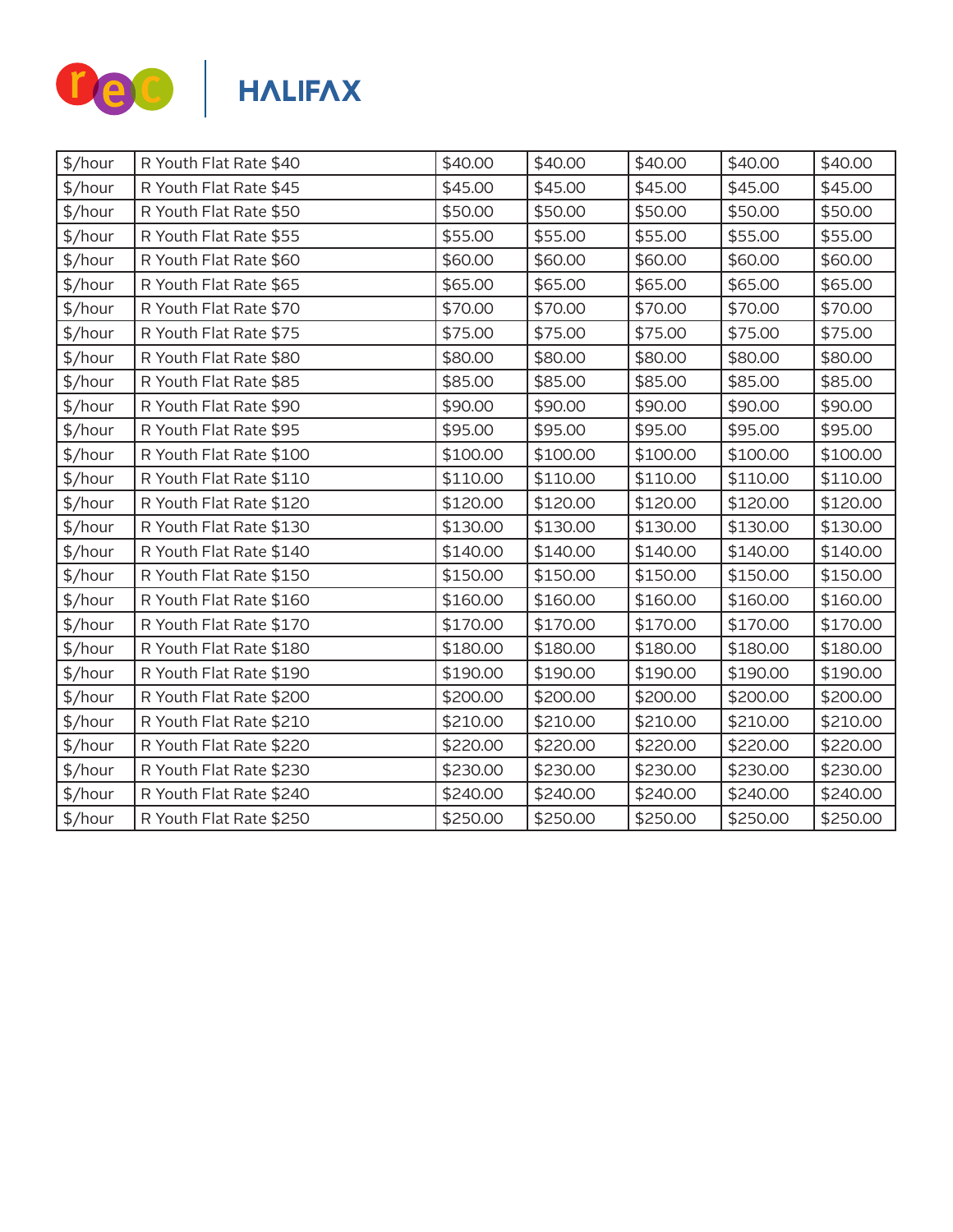| | | | | | | |
|---|---|---|---|---|---|---|
| $/hour | R Youth Flat Rate $40 | $40.00 | $40.00 | $40.00 | $40.00 | $40.00 |
| $/hour | R Youth Flat Rate $45 | $45.00 | $45.00 | $45.00 | $45.00 | $45.00 |
| $/hour | R Youth Flat Rate $50 | $50.00 | $50.00 | $50.00 | $50.00 | $50.00 |
| $/hour | R Youth Flat Rate $55 | $55.00 | $55.00 | $55.00 | $55.00 | $55.00 |
| $/hour | R Youth Flat Rate $60 | $60.00 | $60.00 | $60.00 | $60.00 | $60.00 |
| $/hour | R Youth Flat Rate $65 | $65.00 | $65.00 | $65.00 | $65.00 | $65.00 |
| $/hour | R Youth Flat Rate $70 | $70.00 | $70.00 | $70.00 | $70.00 | $70.00 |
| $/hour | R Youth Flat Rate $75 | $75.00 | $75.00 | $75.00 | $75.00 | $75.00 |
| $/hour | R Youth Flat Rate $80 | $80.00 | $80.00 | $80.00 | $80.00 | $80.00 |
| $/hour | R Youth Flat Rate $85 | $85.00 | $85.00 | $85.00 | $85.00 | $85.00 |
| $/hour | R Youth Flat Rate $90 | $90.00 | $90.00 | $90.00 | $90.00 | $90.00 |
| $/hour | R Youth Flat Rate $95 | $95.00 | $95.00 | $95.00 | $95.00 | $95.00 |
| $/hour | R Youth Flat Rate $100 | $100.00 | $100.00 | $100.00 | $100.00 | $100.00 |
| $/hour | R Youth Flat Rate $110 | $110.00 | $110.00 | $110.00 | $110.00 | $110.00 |
| $/hour | R Youth Flat Rate $120 | $120.00 | $120.00 | $120.00 | $120.00 | $120.00 |
| $/hour | R Youth Flat Rate $130 | $130.00 | $130.00 | $130.00 | $130.00 | $130.00 |
| $/hour | R Youth Flat Rate $140 | $140.00 | $140.00 | $140.00 | $140.00 | $140.00 |
| $/hour | R Youth Flat Rate $150 | $150.00 | $150.00 | $150.00 | $150.00 | $150.00 |
| $/hour | R Youth Flat Rate $160 | $160.00 | $160.00 | $160.00 | $160.00 | $160.00 |
| $/hour | R Youth Flat Rate $170 | $170.00 | $170.00 | $170.00 | $170.00 | $170.00 |
| $/hour | R Youth Flat Rate $180 | $180.00 | $180.00 | $180.00 | $180.00 | $180.00 |
| $/hour | R Youth Flat Rate $190 | $190.00 | $190.00 | $190.00 | $190.00 | $190.00 |
| $/hour | R Youth Flat Rate $200 | $200.00 | $200.00 | $200.00 | $200.00 | $200.00 |
| $/hour | R Youth Flat Rate $210 | $210.00 | $210.00 | $210.00 | $210.00 | $210.00 |
| $/hour | R Youth Flat Rate $220 | $220.00 | $220.00 | $220.00 | $220.00 | $220.00 |
| $/hour | R Youth Flat Rate $230 | $230.00 | $230.00 | $230.00 | $230.00 | $230.00 |
| $/hour | R Youth Flat Rate $240 | $240.00 | $240.00 | $240.00 | $240.00 | $240.00 |
| $/hour | R Youth Flat Rate $250 | $250.00 | $250.00 | $250.00 | $250.00 | $250.00 |